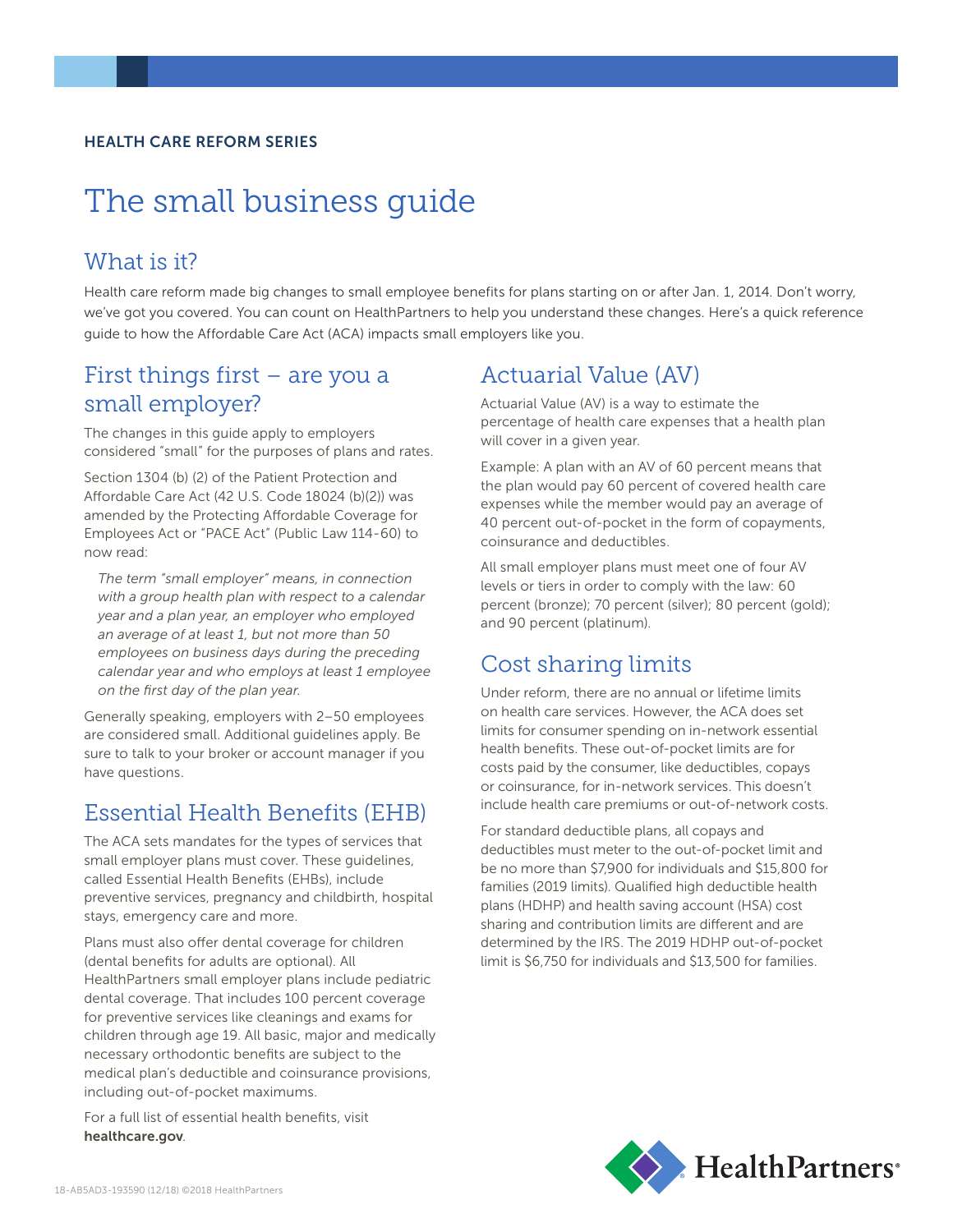HEALTH CARE REFORM SERIES

# The small business guide

## What is it?

Health care reform made big changes to small employee benefits for plans starting on or after Jan. 1, 2014. Don't worry, we've got you covered. You can count on HealthPartners to help you understand these changes. Here's a quick reference guide to how the Affordable Care Act (ACA) impacts small employers like you.

## First things first – are you a small employer?

The changes in this guide apply to employers considered "small" for the purposes of plans and rates.

Section 1304 (b) (2) of the Patient Protection and Affordable Care Act (42 U.S. Code 18024 (b)(2)) was amended by the Protecting Affordable Coverage for Employees Act or "PACE Act" (Public Law 114-60) to now read:

> *The term "small employer" means, in connection with a group health plan with respect to a calendar year and a plan year, an employer who employed an average of at least 1, but not more than 50 employees on business days during the preceding calendar year and who employs at least 1 employee on the first day of the plan year.*

Generally speaking, employers with 2–50 employees are considered small. Additional guidelines apply. Be sure to talk to your broker or account manager if you have questions.

## Essential Health Benefits (EHB)

The ACA sets mandates for the types of services that small employer plans must cover. These guidelines, called Essential Health Benefits (EHBs), include preventive services, pregnancy and childbirth, hospital stays, emergency care and more.

Plans must also offer dental coverage for children (dental benefits for adults are optional). All HealthPartners small employer plans include pediatric dental coverage. That includes 100 percent coverage for preventive services like cleanings and exams for children through age 19. All basic, major and medically necessary orthodontic benefits are subject to the medical plan's deductible and coinsurance provisions, including out-of-pocket maximums.

For a full list of essential health benefits, visit **healthcare.gov**.

## Actuarial Value (AV)

Actuarial Value (AV) is a way to estimate the percentage of health care expenses that a health plan will cover in a given year.

Example: A plan with an AV of 60 percent means that the plan would pay 60 percent of covered health care expenses while the member would pay an average of 40 percent out-of-pocket in the form of copayments, coinsurance and deductibles.

All small employer plans must meet one of four AV levels or tiers in order to comply with the law: 60 percent (bronze); 70 percent (silver); 80 percent (gold); and 90 percent (platinum).

## Cost sharing limits

Under reform, there are no annual or lifetime limits on health care services. However, the ACA does set limits for consumer spending on in-network essential health benefits. These out-of-pocket limits are for costs paid by the consumer, like deductibles, copays or coinsurance, for in-network services. This doesn't include health care premiums or out-of-network costs.

For standard deductible plans, all copays and deductibles must meter to the out-of-pocket limit and be no more than $7,900 for individuals and $15,800 for families (2019 limits). Qualified high deductible health plans (HDHP) and health saving account (HSA) cost sharing and contribution limits are different and are determined by the IRS. The 2019 HDHP out-of-pocket limit is $6,750 for individuals and $13,500 for families.

HealthPartners®

18-AB5AD3-193590 (12/18) ©2018 HealthPartners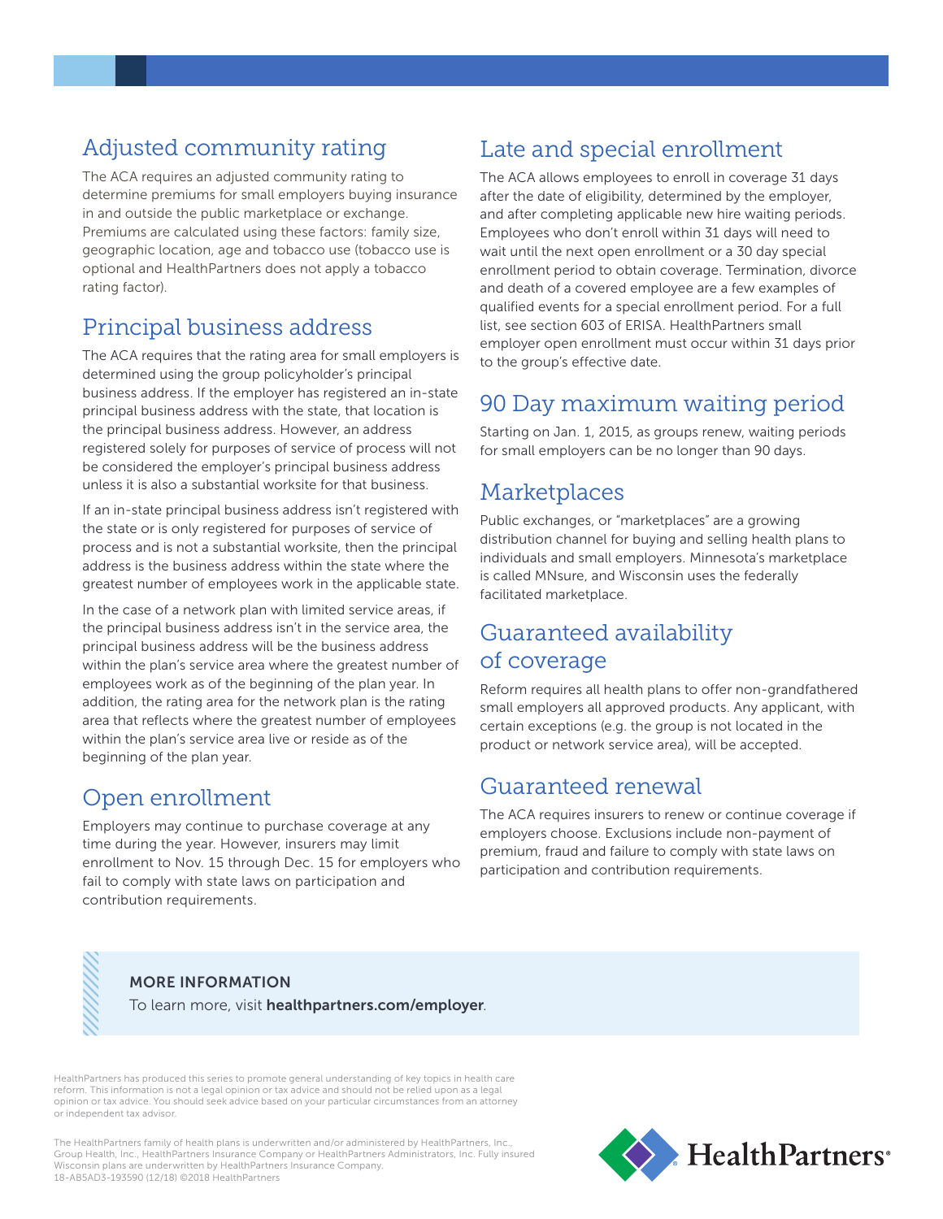## Adjusted community rating

The ACA requires an adjusted community rating to determine premiums for small employers buying insurance in and outside the public marketplace or exchange. Premiums are calculated using these factors: family size, geographic location, age and tobacco use (tobacco use is optional and HealthPartners does not apply a tobacco rating factor).

## Principal business address

The ACA requires that the rating area for small employers is determined using the group policyholder's principal business address. If the employer has registered an in-state principal business address with the state, that location is the principal business address. However, an address registered solely for purposes of service of process will not be considered the employer's principal business address unless it is also a substantial worksite for that business.

If an in-state principal business address isn't registered with the state or is only registered for purposes of service of process and is not a substantial worksite, then the principal address is the business address within the state where the greatest number of employees work in the applicable state.

In the case of a network plan with limited service areas, if the principal business address isn't in the service area, the principal business address will be the business address within the plan's service area where the greatest number of employees work as of the beginning of the plan year. In addition, the rating area for the network plan is the rating area that reflects where the greatest number of employees within the plan's service area live or reside as of the beginning of the plan year.

## Open enrollment

Employers may continue to purchase coverage at any time during the year. However, insurers may limit enrollment to Nov. 15 through Dec. 15 for employers who fail to comply with state laws on participation and contribution requirements.

## Late and special enrollment

The ACA allows employees to enroll in coverage 31 days after the date of eligibility, determined by the employer, and after completing applicable new hire waiting periods. Employees who don't enroll within 31 days will need to wait until the next open enrollment or a 30 day special enrollment period to obtain coverage. Termination, divorce and death of a covered employee are a few examples of qualified events for a special enrollment period. For a full list, see section 603 of ERISA. HealthPartners small employer open enrollment must occur within 31 days prior to the group's effective date.

## 90 Day maximum waiting period

Starting on Jan. 1, 2015, as groups renew, waiting periods for small employers can be no longer than 90 days.

## Marketplaces

Public exchanges, or "marketplaces" are a growing distribution channel for buying and selling health plans to individuals and small employers. Minnesota's marketplace is called MNsure, and Wisconsin uses the federally facilitated marketplace.

## Guaranteed availability of coverage

Reform requires all health plans to offer non-grandfathered small employers all approved products. Any applicant, with certain exceptions (e.g. the group is not located in the product or network service area), will be accepted.

## Guaranteed renewal

The ACA requires insurers to renew or continue coverage if employers choose. Exclusions include non-payment of premium, fraud and failure to comply with state laws on participation and contribution requirements.

**MORE INFORMATION**

To learn more, visit **healthpartners.com/employer**.

HealthPartners has produced this series to promote general understanding of key topics in health care reform. This information is not a legal opinion or tax advice and should not be relied upon as a legal opinion or tax advice. You should seek advice based on your particular circumstances from an attorney or independent tax advisor.

The HealthPartners family of health plans is underwritten and/or administered by HealthPartners, Inc., Group Health, Inc., HealthPartners Insurance Company or HealthPartners Administrators, Inc. Fully insured Wisconsin plans are underwritten by HealthPartners Insurance Company.
18-AB5AD3-193590 (12/18) ©2018 HealthPartners

HealthPartners®